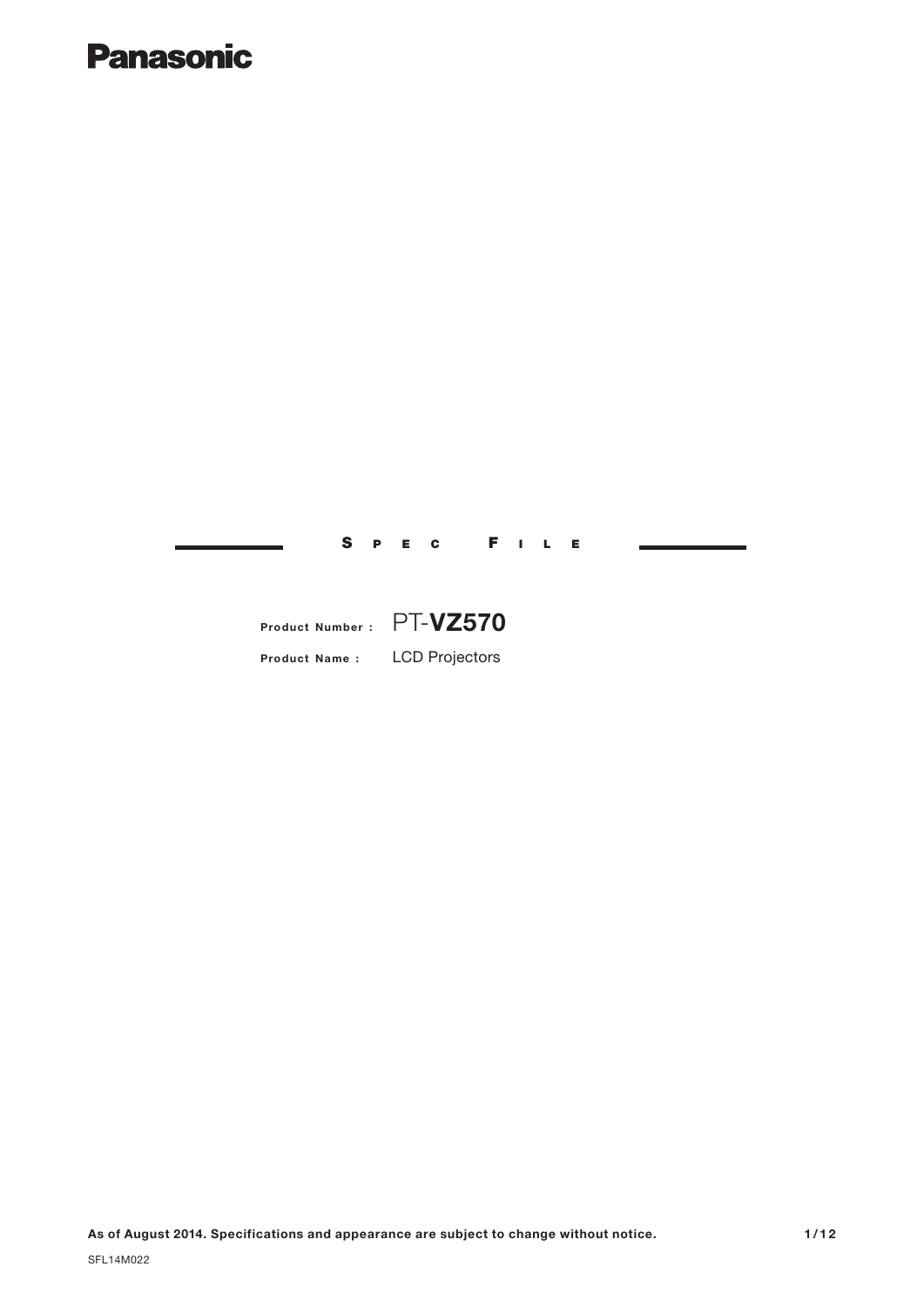Panasonic

# SPEC FILE

**Product Number :** PT-**VZ570**

**Product Name :** LCD Projectors

**As of August 2014. Specifications and appearance are subject to change without notice.**

SFL14M022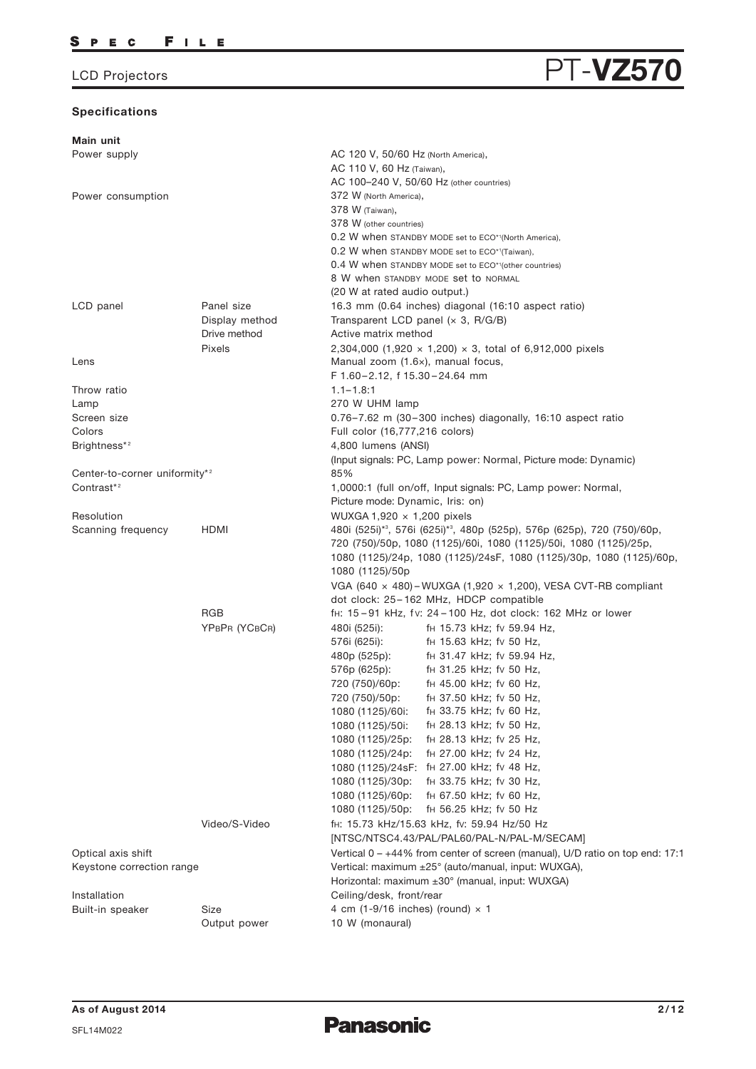## Specifications

| Main unit | | |
|---|---|---|
| Power supply | | AC 120 V, 50/60 Hz (North America),<br>AC 110 V, 60 Hz (Taiwan),<br>AC 100–240 V, 50/60 Hz (other countries) |
| Power consumption | | 372 W (North America),<br>378 W (Taiwan),<br>378 W (other countries)<br>0.2 W when STANDBY MODE set to ECO*1(North America),<br>0.2 W when STANDBY MODE set to ECO*1(Taiwan),<br>0.4 W when STANDBY MODE set to ECO*1(other countries)<br>8 W when STANDBY MODE set to NORMAL<br>(20 W at rated audio output.) |
| LCD panel | Panel size | 16.3 mm (0.64 inches) diagonal (16:10 aspect ratio) |
| | Display method | Transparent LCD panel (× 3, R/G/B) |
| | Drive method | Active matrix method |
| | Pixels | 2,304,000 (1,920 × 1,200) × 3, total of 6,912,000 pixels |
| Lens | | Manual zoom (1.6×), manual focus,<br>F 1.60–2.12, f 15.30–24.64 mm |
| Throw ratio | | 1.1–1.8:1 |
| Lamp | | 270 W UHM lamp |
| Screen size | | 0.76–7.62 m (30–300 inches) diagonally, 16:10 aspect ratio |
| Colors | | Full color (16,777,216 colors) |
| Brightness*2 | | 4,800 lumens (ANSI)<br>(Input signals: PC, Lamp power: Normal, Picture mode: Dynamic) |
| Center-to-corner uniformity*2 | | 85% |
| Contrast*2 | | 1,0000:1 (full on/off, Input signals: PC, Lamp power: Normal,<br>Picture mode: Dynamic, Iris: on) |
| Resolution | | WUXGA 1,920 × 1,200 pixels |
| Scanning frequency | HDMI | 480i (525i)*3, 576i (625i)*3, 480p (525p), 576p (625p), 720 (750)/60p,<br>720 (750)/50p, 1080 (1125)/60i, 1080 (1125)/50i, 1080 (1125)/25p,<br>1080 (1125)/24p, 1080 (1125)/24sF, 1080 (1125)/30p, 1080 (1125)/60p,<br>1080 (1125)/50p<br>VGA (640 × 480) – WUXGA (1,920 × 1,200), VESA CVT-RB compliant<br>dot clock: 25–162 MHz, HDCP compatible |
| | RGB | fH: 15–91 kHz, fV: 24–100 Hz, dot clock: 162 MHz or lower |
| | YPBPR (YCBCR) | 480i (525i): fH 15.73 kHz; fV 59.94 Hz,<br>576i (625i): fH 15.63 kHz; fV 50 Hz,<br>480p (525p): fH 31.47 kHz; fV 59.94 Hz,<br>576p (625p): fH 31.25 kHz; fV 50 Hz,<br>720 (750)/60p: fH 45.00 kHz; fV 60 Hz,<br>720 (750)/50p: fH 37.50 kHz; fV 50 Hz,<br>1080 (1125)/60i: fH 33.75 kHz; fV 60 Hz,<br>1080 (1125)/50i: fH 28.13 kHz; fV 50 Hz,<br>1080 (1125)/25p: fH 28.13 kHz; fV 25 Hz,<br>1080 (1125)/24p: fH 27.00 kHz; fV 24 Hz,<br>1080 (1125)/24sF: fH 27.00 kHz; fV 48 Hz,<br>1080 (1125)/30p: fH 33.75 kHz; fV 30 Hz,<br>1080 (1125)/60p: fH 67.50 kHz; fV 60 Hz,<br>1080 (1125)/50p: fH 56.25 kHz; fV 50 Hz |
| | Video/S-Video | fH: 15.73 kHz/15.63 kHz, fV: 59.94 Hz/50 Hz<br>[NTSC/NTSC4.43/PAL/PAL60/PAL-N/PAL-M/SECAM] |
| Optical axis shift | | Vertical 0 – +44% from center of screen (manual), U/D ratio on top end: 17:1 |
| Keystone correction range | | Vertical: maximum ±25° (auto/manual, input: WUXGA),<br>Horizontal: maximum ±30° (manual, input: WUXGA) |
| Installation | | Ceiling/desk, front/rear |
| Built-in speaker | Size | 4 cm (1-9/16 inches) (round) × 1 |
| | Output power | 10 W (monaural) |

As of August 2014

SFL14M022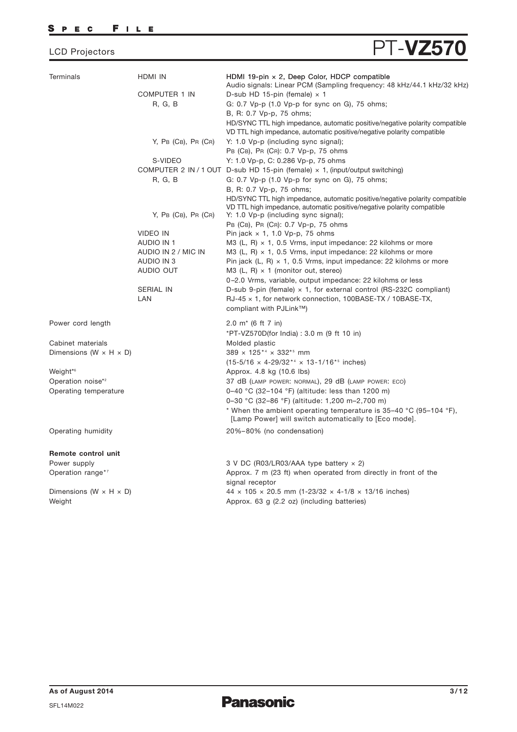# LCD Projectors PT-**VZ570**

| | | |
|---|---|---|
| Terminals | HDMI IN | HDMI 19-pin × 2, Deep Color, HDCP compatible<br>Audio signals: Linear PCM (Sampling frequency: 48 kHz/44.1 kHz/32 kHz) |
| | COMPUTER 1 IN | D-sub HD 15-pin (female) × 1 |
| | R, G, B | G: 0.7 Vp-p (1.0 Vp-p for sync on G), 75 ohms;<br>B, R: 0.7 Vp-p, 75 ohms;<br>HD/SYNC TTL high impedance, automatic positive/negative polarity compatible<br>VD TTL high impedance, automatic positive/negative polarity compatible |
| | Y, PB (CB), PR (CR) | Y: 1.0 Vp-p (including sync signal);<br>PB (CB), PR (CR): 0.7 Vp-p, 75 ohms |
| | S-VIDEO | Y: 1.0 Vp-p, C: 0.286 Vp-p, 75 ohms |
| | COMPUTER 2 IN / 1 OUT | D-sub HD 15-pin (female) × 1, (input/output switching) |
| | R, G, B | G: 0.7 Vp-p (1.0 Vp-p for sync on G), 75 ohms;<br>B, R: 0.7 Vp-p, 75 ohms;<br>HD/SYNC TTL high impedance, automatic positive/negative polarity compatible<br>VD TTL high impedance, automatic positive/negative polarity compatible |
| | Y, PB (CB), PR (CR) | Y: 1.0 Vp-p (including sync signal);<br>PB (CB), PR (CR): 0.7 Vp-p, 75 ohms |
| | VIDEO IN | Pin jack × 1, 1.0 Vp-p, 75 ohms |
| | AUDIO IN 1 | M3 (L, R) × 1, 0.5 Vrms, input impedance: 22 kilohms or more |
| | AUDIO IN 2 / MIC IN | M3 (L, R) × 1, 0.5 Vrms, input impedance: 22 kilohms or more |
| | AUDIO IN 3 | Pin jack (L, R) × 1, 0.5 Vrms, input impedance: 22 kilohms or more |
| | AUDIO OUT | M3 (L, R) × 1 (monitor out, stereo)<br>0–2.0 Vrms, variable, output impedance: 22 kilohms or less |
| | SERIAL IN | D-sub 9-pin (female) × 1, for external control (RS-232C compliant) |
| | LAN | RJ-45 × 1, for network connection, 100BASE-TX / 10BASE-TX,<br>compliant with PJLink™) |
| Power cord length | | 2.0 m* (6 ft 7 in)<br>*PT-VZ570D(for India) : 3.0 m (9 ft 10 in) |
| Cabinet materials | | Molded plastic |
| Dimensions (W × H × D) | | 389 × 125*4 × 332*5 mm<br>(15-5/16 × 4-29/32*4 × 13-1/16*5 inches) |
| Weight*6 | | Approx. 4.8 kg (10.6 lbs) |
| Operation noise*2 | | 37 dB (LAMP POWER: NORMAL), 29 dB (LAMP POWER: ECO) |
| Operating temperature | | 0–40 °C (32–104 °F) (altitude: less than 1200 m)<br>0–30 °C (32–86 °F) (altitude: 1,200 m–2,700 m)<br>* When the ambient operating temperature is 35–40 °C (95–104 °F), [Lamp Power] will switch automatically to [Eco mode]. |
| Operating humidity | | 20%–80% (no condensation) |

**Remote control unit**

| | |
|---|---|
| Power supply | 3 V DC (R03/LR03/AAA type battery × 2) |
| Operation range*7 | Approx. 7 m (23 ft) when operated from directly in front of the signal receptor |
| Dimensions (W × H × D) | 44 × 105 × 20.5 mm (1-23/32 × 4-1/8 × 13/16 inches) |
| Weight | Approx. 63 g (2.2 oz) (including batteries) |

As of August 2014

SFL14M022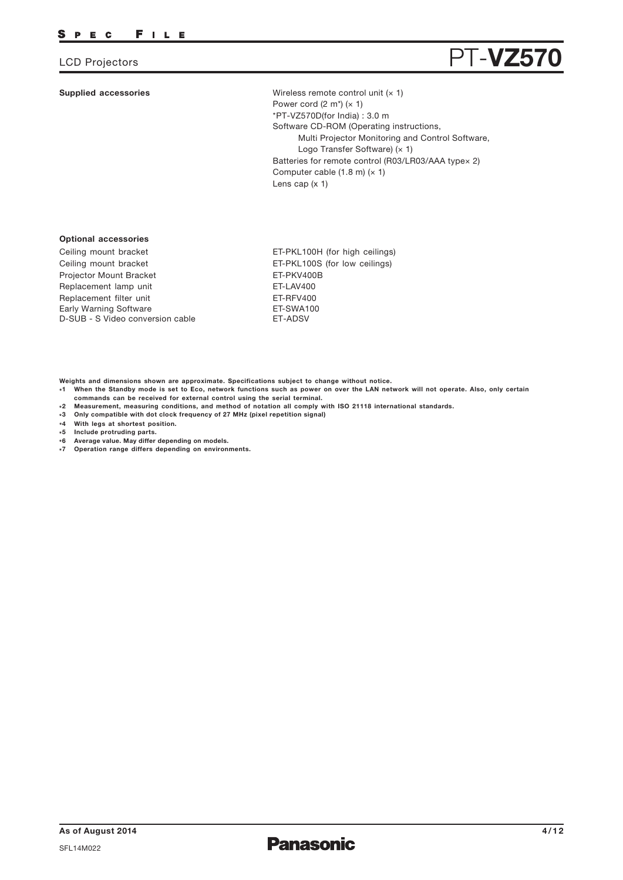**Supplied accessories**

| | |
|---|---|
| Supplied accessories | Wireless remote control unit (× 1)<br>Power cord (2 m*) (× 1)<br>*PT-VZ570D(for India) : 3.0 m<br>Software CD-ROM (Operating instructions, Multi Projector Monitoring and Control Software, Logo Transfer Software) (× 1)<br>Batteries for remote control (R03/LR03/AAA type× 2)<br>Computer cable (1.8 m) (× 1)<br>Lens cap (x 1) |

**Optional accessories**

| | |
|---|---|
| Ceiling mount bracket | ET-PKL100H (for high ceilings) |
| Ceiling mount bracket | ET-PKL100S (for low ceilings) |
| Projector Mount Bracket | ET-PKV400B |
| Replacement lamp unit | ET-LAV400 |
| Replacement filter unit | ET-RFV400 |
| Early Warning Software | ET-SWA100 |
| D-SUB - S Video conversion cable | ET-ADSV |

**Weights and dimensions shown are approximate. Specifications subject to change without notice.**

- *1 When the Standby mode is set to Eco, network functions such as power on over the LAN network will not operate. Also, only certain commands can be received for external control using the serial terminal.
- *2 Measurement, measuring conditions, and method of notation all comply with ISO 21118 international standards.
- *3 Only compatible with dot clock frequency of 27 MHz (pixel repetition signal)
- *4 With legs at shortest position.
- *5 Include protruding parts.
- *6 Average value. May differ depending on models.
- *7 Operation range differs depending on environments.

As of August 2014

SFL14M022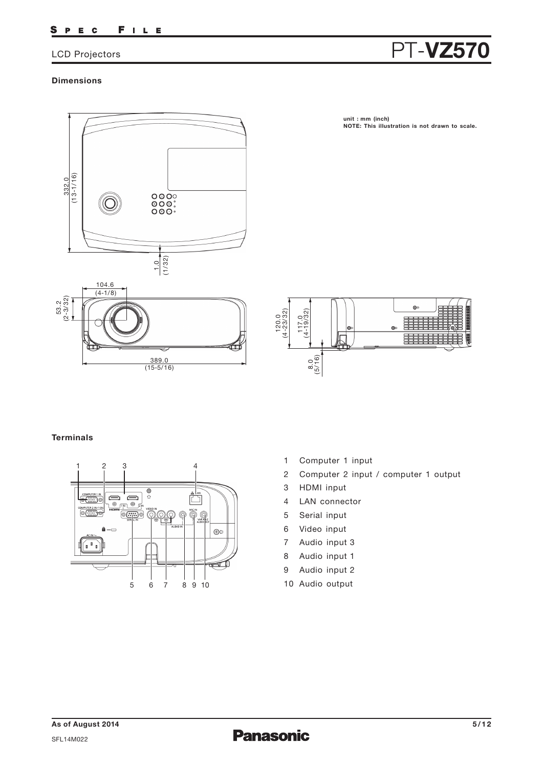## Dimensions

unit : mm (inch)
**NOTE: This illustration is not drawn to scale.**

## Terminals

1. Computer 1 input
2. Computer 2 input / computer 1 output
3. HDMI input
4. LAN connector
5. Serial input
6. Video input
7. Audio input 3
8. Audio input 1
9. Audio input 2
10. Audio output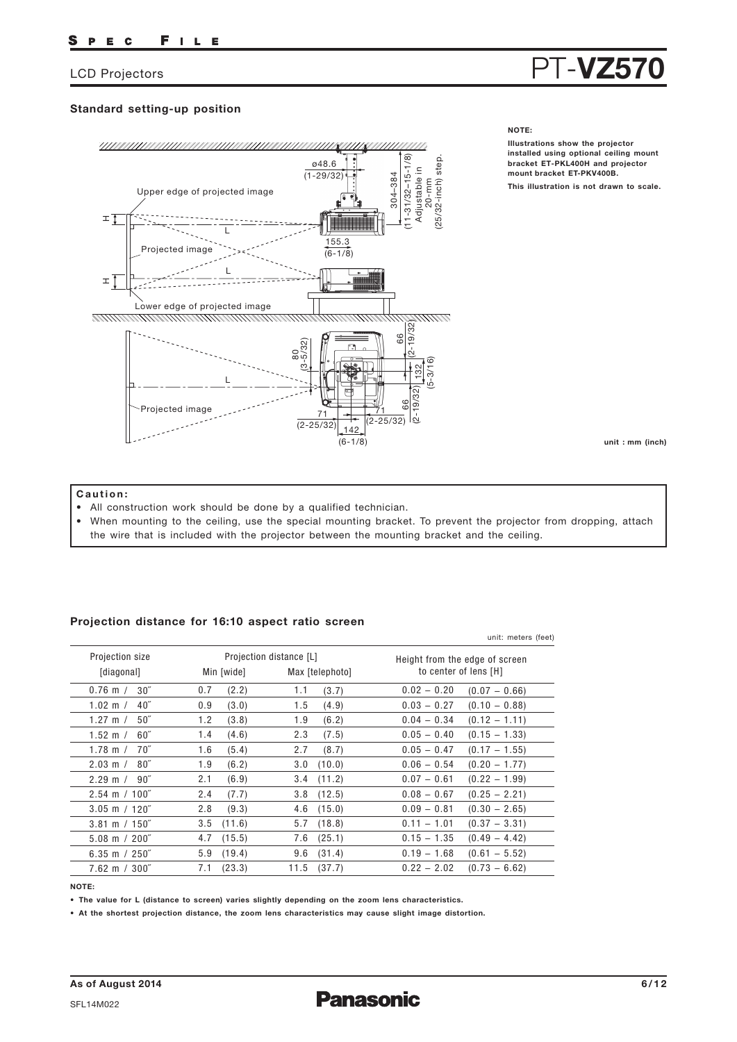LCD Projectors

# PT-VZ570

### Standard setting-up position

Upper edge of projected image

Projected image

Lower edge of projected image

ø48.6 (1-29/32)

304–384 (11-31/32–15-1/8) Adjustable in 20-mm (25/32-inch) step.

155.3 (6-1/8)

80 (3-5/32)

66 (2-19/32)

132 (5-3/16)

66 (2-19/32)

71 (2-25/32)

71 (2-25/32)

142 (6-1/8)

**NOTE:**

**Illustrations show the projector installed using optional ceiling mount bracket ET-PKL400H and projector mount bracket ET-PKV400B.**

**This illustration is not drawn to scale.**

**unit : mm (inch)**

**Caution:**

- All construction work should be done by a qualified technician.
- When mounting to the ceiling, use the special mounting bracket. To prevent the projector from dropping, attach the wire that is included with the projector between the mounting bracket and the ceiling.

### Projection distance for 16:10 aspect ratio screen

unit: meters (feet)

| Projection size [diagonal] | Projection distance [L] Min [wide] | Projection distance [L] Max [telephoto] | Height from the edge of screen to center of lens [H] |
|---|---|---|---|
| 0.76 m / 30″ | 0.7 (2.2) | 1.1 (3.7) | 0.02 – 0.20 (0.07 – 0.66) |
| 1.02 m / 40″ | 0.9 (3.0) | 1.5 (4.9) | 0.03 – 0.27 (0.10 – 0.88) |
| 1.27 m / 50″ | 1.2 (3.8) | 1.9 (6.2) | 0.04 – 0.34 (0.12 – 1.11) |
| 1.52 m / 60″ | 1.4 (4.6) | 2.3 (7.5) | 0.05 – 0.40 (0.15 – 1.33) |
| 1.78 m / 70″ | 1.6 (5.4) | 2.7 (8.7) | 0.05 – 0.47 (0.17 – 1.55) |
| 2.03 m / 80″ | 1.9 (6.2) | 3.0 (10.0) | 0.06 – 0.54 (0.20 – 1.77) |
| 2.29 m / 90″ | 2.1 (6.9) | 3.4 (11.2) | 0.07 – 0.61 (0.22 – 1.99) |
| 2.54 m / 100″ | 2.4 (7.7) | 3.8 (12.5) | 0.08 – 0.67 (0.25 – 2.21) |
| 3.05 m / 120″ | 2.8 (9.3) | 4.6 (15.0) | 0.09 – 0.81 (0.30 – 2.65) |
| 3.81 m / 150″ | 3.5 (11.6) | 5.7 (18.8) | 0.11 – 1.01 (0.37 – 3.31) |
| 5.08 m / 200″ | 4.7 (15.5) | 7.6 (25.1) | 0.15 – 1.35 (0.49 – 4.42) |
| 6.35 m / 250″ | 5.9 (19.4) | 9.6 (31.4) | 0.19 – 1.68 (0.61 – 5.52) |
| 7.62 m / 300″ | 7.1 (23.3) | 11.5 (37.7) | 0.22 – 2.02 (0.73 – 6.62) |

**NOTE:**

- **The value for L (distance to screen) varies slightly depending on the zoom lens characteristics.**
- **At the shortest projection distance, the zoom lens characteristics may cause slight image distortion.**

**As of August 2014**

SFL14M022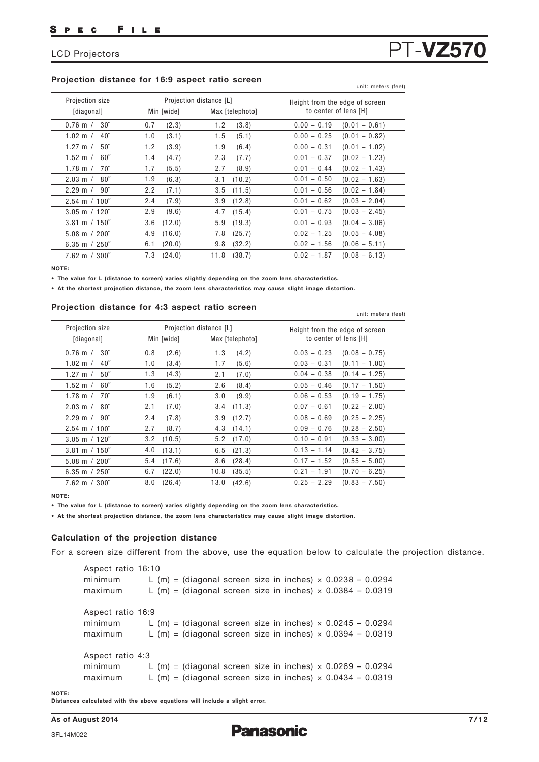## Projection distance for 16:9 aspect ratio screen

unit: meters (feet)

| Projection size [diagonal] | Projection distance [L] Min [wide] | Projection distance [L] Max [telephoto] | Height from the edge of screen to center of lens [H] |
|---|---|---|---|
| 0.76 m / 30″ | 0.7 (2.3) | 1.2 (3.8) | 0.00 – 0.19 (0.01 – 0.61) |
| 1.02 m / 40″ | 1.0 (3.1) | 1.5 (5.1) | 0.00 – 0.25 (0.01 – 0.82) |
| 1.27 m / 50″ | 1.2 (3.9) | 1.9 (6.4) | 0.00 – 0.31 (0.01 – 1.02) |
| 1.52 m / 60″ | 1.4 (4.7) | 2.3 (7.7) | 0.01 – 0.37 (0.02 – 1.23) |
| 1.78 m / 70″ | 1.7 (5.5) | 2.7 (8.9) | 0.01 – 0.44 (0.02 – 1.43) |
| 2.03 m / 80″ | 1.9 (6.3) | 3.1 (10.2) | 0.01 – 0.50 (0.02 – 1.63) |
| 2.29 m / 90″ | 2.2 (7.1) | 3.5 (11.5) | 0.01 – 0.56 (0.02 – 1.84) |
| 2.54 m / 100″ | 2.4 (7.9) | 3.9 (12.8) | 0.01 – 0.62 (0.03 – 2.04) |
| 3.05 m / 120″ | 2.9 (9.6) | 4.7 (15.4) | 0.01 – 0.75 (0.03 – 2.45) |
| 3.81 m / 150″ | 3.6 (12.0) | 5.9 (19.3) | 0.01 – 0.93 (0.04 – 3.06) |
| 5.08 m / 200″ | 4.9 (16.0) | 7.8 (25.7) | 0.02 – 1.25 (0.05 – 4.08) |
| 6.35 m / 250″ | 6.1 (20.0) | 9.8 (32.2) | 0.02 – 1.56 (0.06 – 5.11) |
| 7.62 m / 300″ | 7.3 (24.0) | 11.8 (38.7) | 0.02 – 1.87 (0.08 – 6.13) |

**NOTE:**

- **The value for L (distance to screen) varies slightly depending on the zoom lens characteristics.**
- **At the shortest projection distance, the zoom lens characteristics may cause slight image distortion.**

## Projection distance for 4:3 aspect ratio screen

unit: meters (feet)

| Projection size [diagonal] | Projection distance [L] Min [wide] | Projection distance [L] Max [telephoto] | Height from the edge of screen to center of lens [H] |
|---|---|---|---|
| 0.76 m / 30″ | 0.8 (2.6) | 1.3 (4.2) | 0.03 – 0.23 (0.08 – 0.75) |
| 1.02 m / 40″ | 1.0 (3.4) | 1.7 (5.6) | 0.03 – 0.31 (0.11 – 1.00) |
| 1.27 m / 50″ | 1.3 (4.3) | 2.1 (7.0) | 0.04 – 0.38 (0.14 – 1.25) |
| 1.52 m / 60″ | 1.6 (5.2) | 2.6 (8.4) | 0.05 – 0.46 (0.17 – 1.50) |
| 1.78 m / 70″ | 1.9 (6.1) | 3.0 (9.9) | 0.06 – 0.53 (0.19 – 1.75) |
| 2.03 m / 80″ | 2.1 (7.0) | 3.4 (11.3) | 0.07 – 0.61 (0.22 – 2.00) |
| 2.29 m / 90″ | 2.4 (7.8) | 3.9 (12.7) | 0.08 – 0.69 (0.25 – 2.25) |
| 2.54 m / 100″ | 2.7 (8.7) | 4.3 (14.1) | 0.09 – 0.76 (0.28 – 2.50) |
| 3.05 m / 120″ | 3.2 (10.5) | 5.2 (17.0) | 0.10 – 0.91 (0.33 – 3.00) |
| 3.81 m / 150″ | 4.0 (13.1) | 6.5 (21.3) | 0.13 – 1.14 (0.42 – 3.75) |
| 5.08 m / 200″ | 5.4 (17.6) | 8.6 (28.4) | 0.17 – 1.52 (0.55 – 5.00) |
| 6.35 m / 250″ | 6.7 (22.0) | 10.8 (35.5) | 0.21 – 1.91 (0.70 – 6.25) |
| 7.62 m / 300″ | 8.0 (26.4) | 13.0 (42.6) | 0.25 – 2.29 (0.83 – 7.50) |

**NOTE:**

- **The value for L (distance to screen) varies slightly depending on the zoom lens characteristics.**
- **At the shortest projection distance, the zoom lens characteristics may cause slight image distortion.**

### Calculation of the projection distance

For a screen size different from the above, use the equation below to calculate the projection distance.

Aspect ratio 16:10
- minimum L (m) = (diagonal screen size in inches) × 0.0238 – 0.0294
- maximum L (m) = (diagonal screen size in inches) × 0.0384 – 0.0319

Aspect ratio 16:9
- minimum L (m) = (diagonal screen size in inches) × 0.0245 – 0.0294
- maximum L (m) = (diagonal screen size in inches) × 0.0394 – 0.0319

Aspect ratio 4:3
- minimum L (m) = (diagonal screen size in inches) × 0.0269 – 0.0294
- maximum L (m) = (diagonal screen size in inches) × 0.0434 – 0.0319

**NOTE:**
**Distances calculated with the above equations will include a slight error.**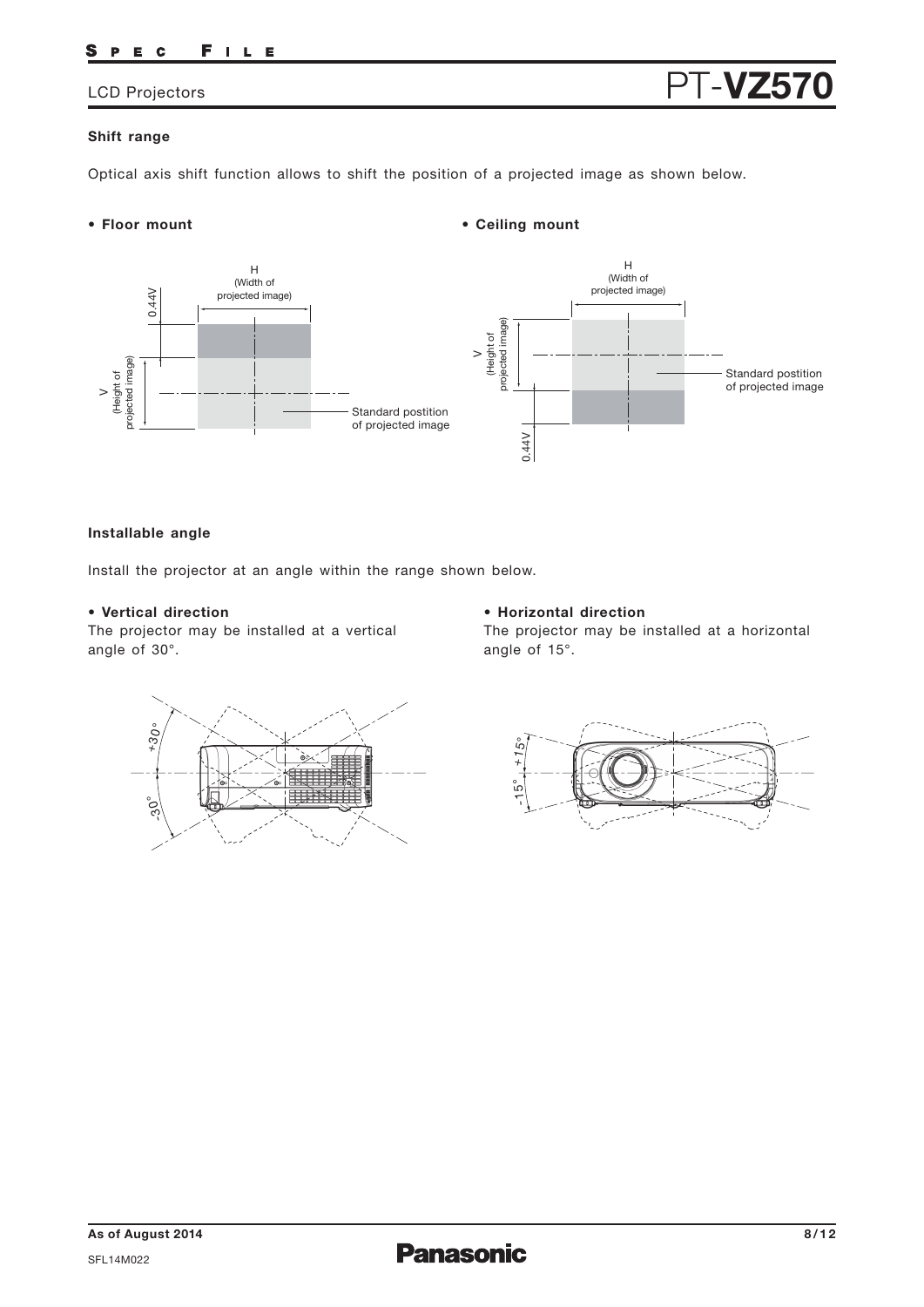## Shift range

Optical axis shift function allows to shift the position of a projected image as shown below.

- **Floor mount**

H (Width of projected image)

0.44V

V (Height of projected image)

Standard postition of projected image

- **Ceiling mount**

H (Width of projected image)

V (Height of projected image)

Standard postition of projected image

0.44V

## Installable angle

Install the projector at an angle within the range shown below.

- **Vertical direction**

The projector may be installed at a vertical angle of 30°.

+30°

-30°

- **Horizontal direction**

The projector may be installed at a horizontal angle of 15°.

+15°

-15°

As of August 2014

SFL14M022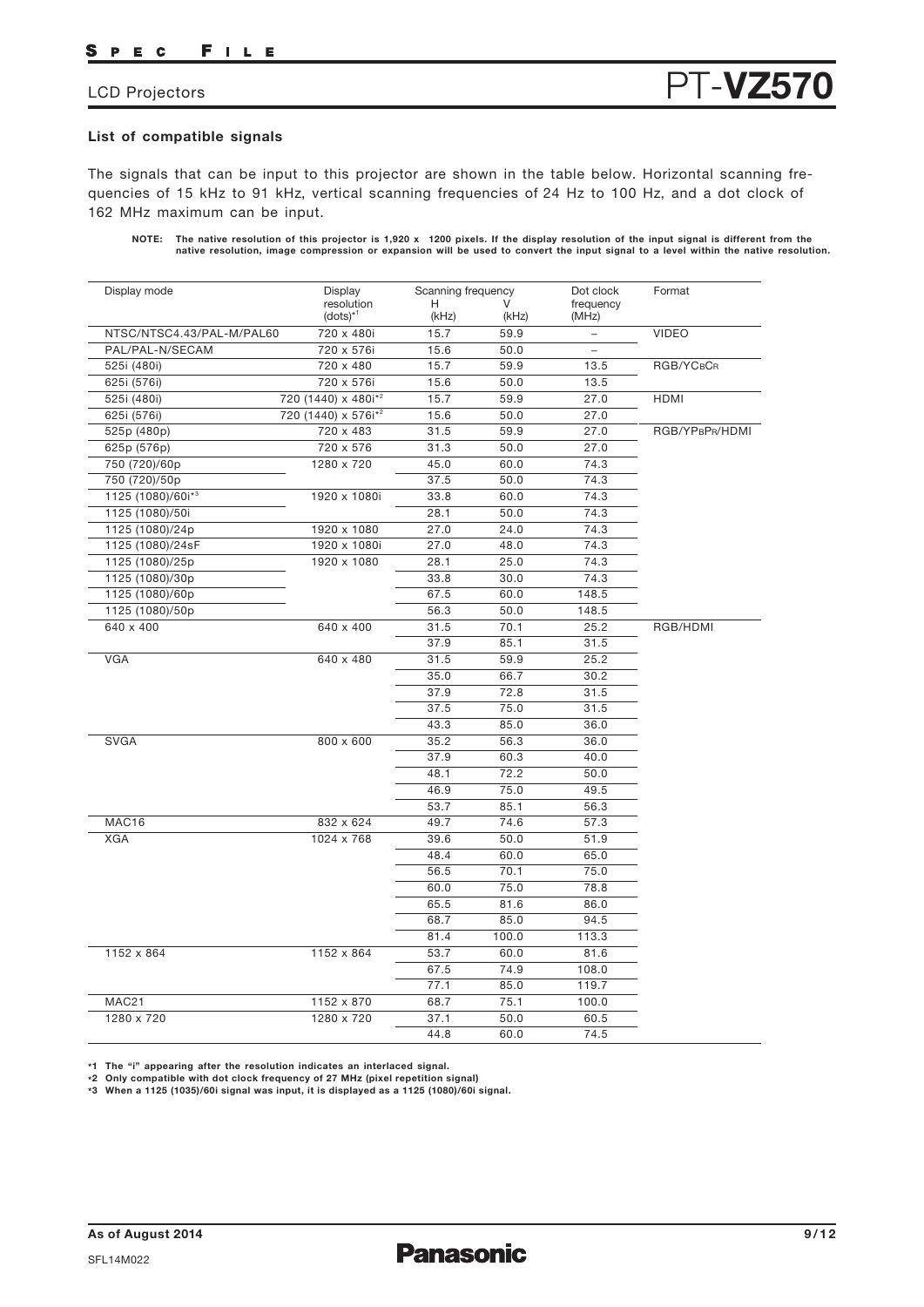## List of compatible signals

The signals that can be input to this projector are shown in the table below. Horizontal scanning frequencies of 15 kHz to 91 kHz, vertical scanning frequencies of 24 Hz to 100 Hz, and a dot clock of 162 MHz maximum can be input.

**NOTE: The native resolution of this projector is 1,920 x 1200 pixels. If the display resolution of the input signal is different from the native resolution, image compression or expansion will be used to convert the input signal to a level within the native resolution.**

| Display mode | Display resolution (dots)*1 | Scanning frequency H (kHz) | Scanning frequency V (kHz) | Dot clock frequency (MHz) | Format |
|---|---|---|---|---|---|
| NTSC/NTSC4.43/PAL-M/PAL60 | 720 x 480i | 15.7 | 59.9 | – | VIDEO |
| PAL/PAL-N/SECAM | 720 x 576i | 15.6 | 50.0 | – | |
| 525i (480i) | 720 x 480 | 15.7 | 59.9 | 13.5 | RGB/YCBCR |
| 625i (576i) | 720 x 576i | 15.6 | 50.0 | 13.5 | |
| 525i (480i) | 720 (1440) x 480i*2 | 15.7 | 59.9 | 27.0 | HDMI |
| 625i (576i) | 720 (1440) x 576i*2 | 15.6 | 50.0 | 27.0 | |
| 525p (480p) | 720 x 483 | 31.5 | 59.9 | 27.0 | RGB/YPBPR/HDMI |
| 625p (576p) | 720 x 576 | 31.3 | 50.0 | 27.0 | |
| 750 (720)/60p | 1280 x 720 | 45.0 | 60.0 | 74.3 | |
| 750 (720)/50p | | 37.5 | 50.0 | 74.3 | |
| 1125 (1080)/60i*3 | 1920 x 1080i | 33.8 | 60.0 | 74.3 | |
| 1125 (1080)/50i | | 28.1 | 50.0 | 74.3 | |
| 1125 (1080)/24p | 1920 x 1080 | 27.0 | 24.0 | 74.3 | |
| 1125 (1080)/24sF | 1920 x 1080i | 27.0 | 48.0 | 74.3 | |
| 1125 (1080)/25p | 1920 x 1080 | 28.1 | 25.0 | 74.3 | |
| 1125 (1080)/30p | | 33.8 | 30.0 | 74.3 | |
| 1125 (1080)/60p | | 67.5 | 60.0 | 148.5 | |
| 1125 (1080)/50p | | 56.3 | 50.0 | 148.5 | |
| 640 x 400 | 640 x 400 | 31.5 | 70.1 | 25.2 | RGB/HDMI |
| | | 37.9 | 85.1 | 31.5 | |
| VGA | 640 x 480 | 31.5 | 59.9 | 25.2 | |
| | | 35.0 | 66.7 | 30.2 | |
| | | 37.9 | 72.8 | 31.5 | |
| | | 37.5 | 75.0 | 31.5 | |
| | | 43.3 | 85.0 | 36.0 | |
| SVGA | 800 x 600 | 35.2 | 56.3 | 36.0 | |
| | | 37.9 | 60.3 | 40.0 | |
| | | 48.1 | 72.2 | 50.0 | |
| | | 46.9 | 75.0 | 49.5 | |
| | | 53.7 | 85.1 | 56.3 | |
| MAC16 | 832 x 624 | 49.7 | 74.6 | 57.3 | |
| XGA | 1024 x 768 | 39.6 | 50.0 | 51.9 | |
| | | 48.4 | 60.0 | 65.0 | |
| | | 56.5 | 70.1 | 75.0 | |
| | | 60.0 | 75.0 | 78.8 | |
| | | 65.5 | 81.6 | 86.0 | |
| | | 68.7 | 85.0 | 94.5 | |
| | | 81.4 | 100.0 | 113.3 | |
| 1152 x 864 | 1152 x 864 | 53.7 | 60.0 | 81.6 | |
| | | 67.5 | 74.9 | 108.0 | |
| | | 77.1 | 85.0 | 119.7 | |
| MAC21 | 1152 x 870 | 68.7 | 75.1 | 100.0 | |
| 1280 x 720 | 1280 x 720 | 37.1 | 50.0 | 60.5 | |
| | | 44.8 | 60.0 | 74.5 | |

**\*1 The "i" appearing after the resolution indicates an interlaced signal.**
**\*2 Only compatible with dot clock frequency of 27 MHz (pixel repetition signal)**
**\*3 When a 1125 (1035)/60i signal was input, it is displayed as a 1125 (1080)/60i signal.**

**As of August 2014**

SFL14M022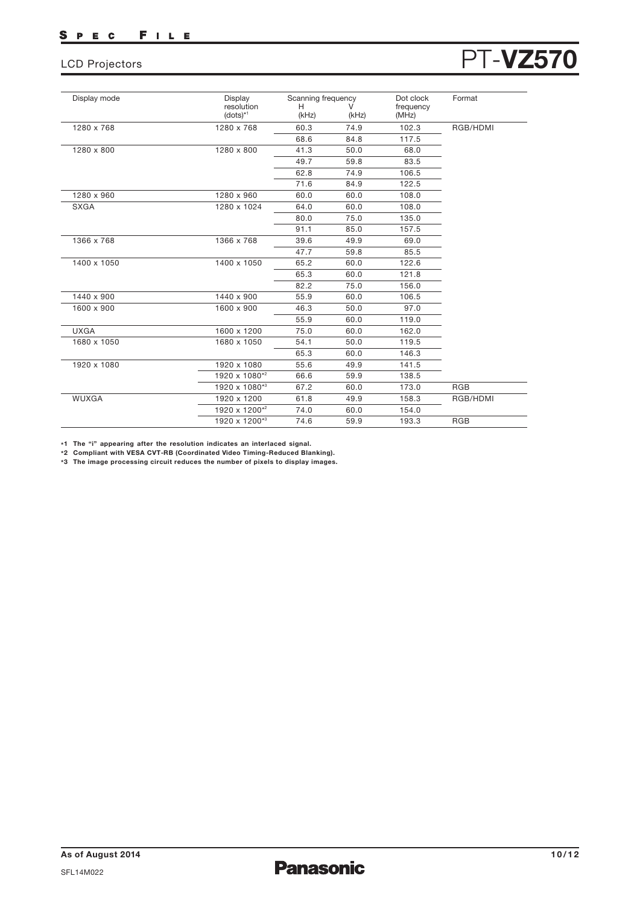| Display mode | Display resolution (dots)[*1] | Scanning frequency H (kHz) | V (kHz) | Dot clock frequency (MHz) | Format |
|---|---|---|---|---|---|
| 1280 x 768 | 1280 x 768 | 60.3 | 74.9 | 102.3 | RGB/HDMI |
| | | 68.6 | 84.8 | 117.5 | |
| 1280 x 800 | 1280 x 800 | 41.3 | 50.0 | 68.0 | |
| | | 49.7 | 59.8 | 83.5 | |
| | | 62.8 | 74.9 | 106.5 | |
| | | 71.6 | 84.9 | 122.5 | |
| 1280 x 960 | 1280 x 960 | 60.0 | 60.0 | 108.0 | |
| SXGA | 1280 x 1024 | 64.0 | 60.0 | 108.0 | |
| | | 80.0 | 75.0 | 135.0 | |
| | | 91.1 | 85.0 | 157.5 | |
| 1366 x 768 | 1366 x 768 | 39.6 | 49.9 | 69.0 | |
| | | 47.7 | 59.8 | 85.5 | |
| 1400 x 1050 | 1400 x 1050 | 65.2 | 60.0 | 122.6 | |
| | | 65.3 | 60.0 | 121.8 | |
| | | 82.2 | 75.0 | 156.0 | |
| 1440 x 900 | 1440 x 900 | 55.9 | 60.0 | 106.5 | |
| 1600 x 900 | 1600 x 900 | 46.3 | 50.0 | 97.0 | |
| | | 55.9 | 60.0 | 119.0 | |
| UXGA | 1600 x 1200 | 75.0 | 60.0 | 162.0 | |
| 1680 x 1050 | 1680 x 1050 | 54.1 | 50.0 | 119.5 | |
| | | 65.3 | 60.0 | 146.3 | |
| 1920 x 1080 | 1920 x 1080 | 55.6 | 49.9 | 141.5 | |
| | 1920 x 1080[*2] | 66.6 | 59.9 | 138.5 | |
| | 1920 x 1080[*3] | 67.2 | 60.0 | 173.0 | RGB |
| WUXGA | 1920 x 1200 | 61.8 | 49.9 | 158.3 | RGB/HDMI |
| | 1920 x 1200[*2] | 74.0 | 60.0 | 154.0 | |
| | 1920 x 1200[*3] | 74.6 | 59.9 | 193.3 | RGB |

**\*1 The "i" appearing after the resolution indicates an interlaced signal.**
**\*2 Compliant with VESA CVT-RB (Coordinated Video Timing-Reduced Blanking).**
**\*3 The image processing circuit reduces the number of pixels to display images.**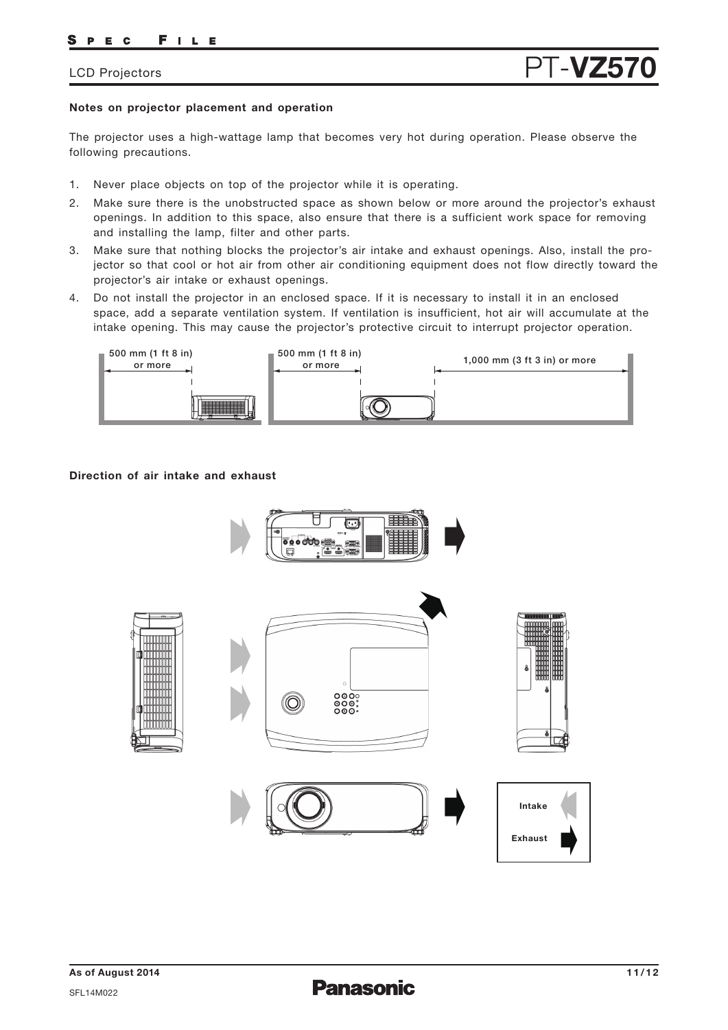## Notes on projector placement and operation

The projector uses a high-wattage lamp that becomes very hot during operation. Please observe the following precautions.

1. Never place objects on top of the projector while it is operating.
2. Make sure there is the unobstructed space as shown below or more around the projector's exhaust openings. In addition to this space, also ensure that there is a sufficient work space for removing and installing the lamp, filter and other parts.
3. Make sure that nothing blocks the projector's air intake and exhaust openings. Also, install the projector so that cool or hot air from other air conditioning equipment does not flow directly toward the projector's air intake or exhaust openings.
4. Do not install the projector in an enclosed space. If it is necessary to install it in an enclosed space, add a separate ventilation system. If ventilation is insufficient, hot air will accumulate at the intake opening. This may cause the projector's protective circuit to interrupt projector operation.

500 mm (1 ft 8 in) or more

500 mm (1 ft 8 in) or more

1,000 mm (3 ft 3 in) or more

## Direction of air intake and exhaust

Intake

Exhaust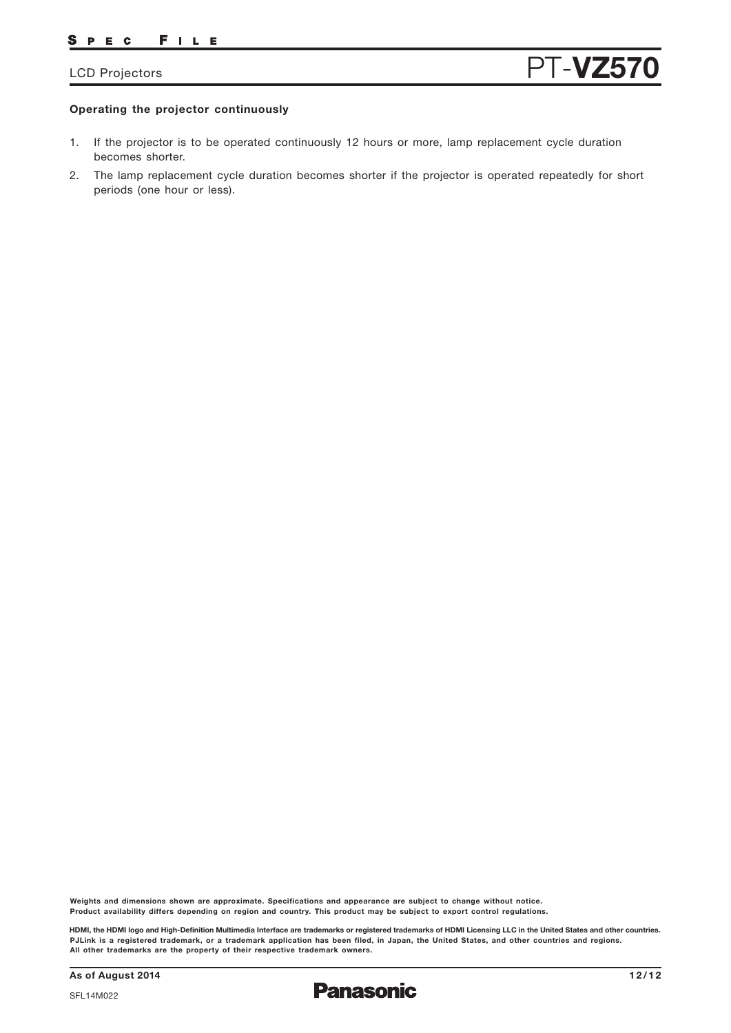### Operating the projector continuously

1. If the projector is to be operated continuously 12 hours or more, lamp replacement cycle duration becomes shorter.
2. The lamp replacement cycle duration becomes shorter if the projector is operated repeatedly for short periods (one hour or less).

**Weights and dimensions shown are approximate. Specifications and appearance are subject to change without notice.**
**Product availability differs depending on region and country. This product may be subject to export control regulations.**

**HDMI, the HDMI logo and High-Definition Multimedia Interface are trademarks or registered trademarks of HDMI Licensing LLC in the United States and other countries.**
**PJLink is a registered trademark, or a trademark application has been filed, in Japan, the United States, and other countries and regions.**
**All other trademarks are the property of their respective trademark owners.**

**As of August 2014**

SFL14M022